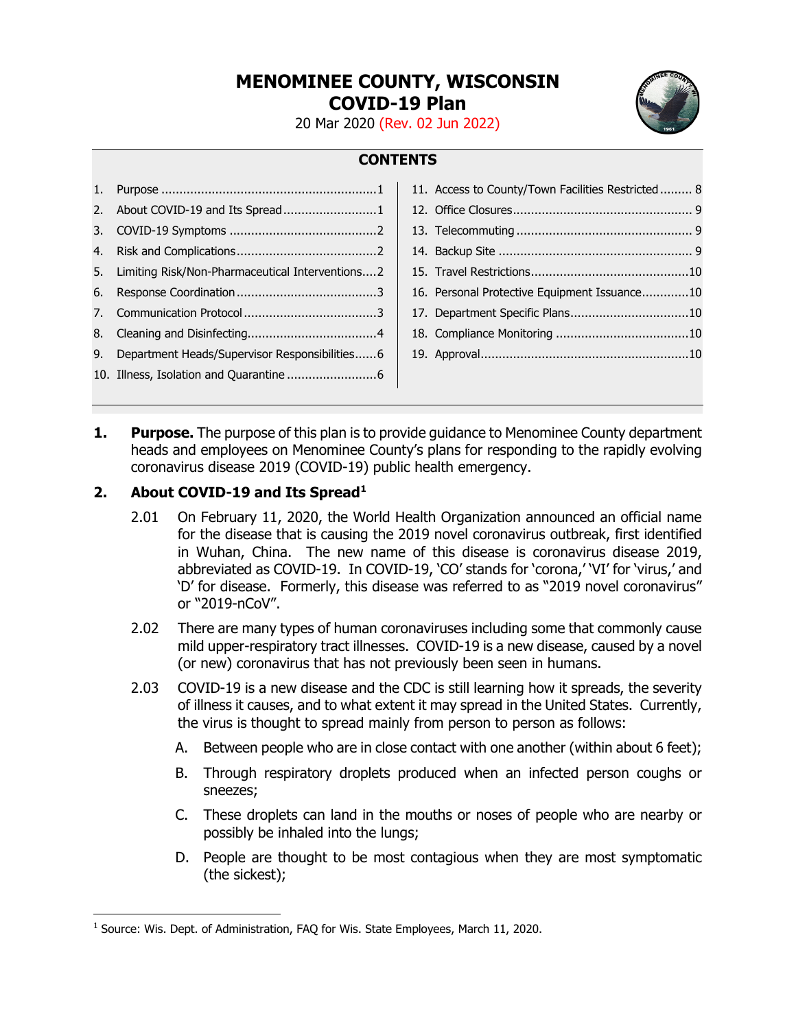# MENOMINEE COUNTY, WISCONSIN
# COVID-19 Plan

20 Mar 2020 (Rev. 02 Jun 2022)

## CONTENTS

1. Purpose ....1
2. About COVID-19 and Its Spread ....1
3. COVID-19 Symptoms ....2
4. Risk and Complications ....2
5. Limiting Risk/Non-Pharmaceutical Interventions ....2
6. Response Coordination ....3
7. Communication Protocol ....3
8. Cleaning and Disinfecting ....4
9. Department Heads/Supervisor Responsibilities ....6
10. Illness, Isolation and Quarantine ....6
11. Access to County/Town Facilities Restricted ....8
12. Office Closures ....9
13. Telecommuting ....9
14. Backup Site ....9
15. Travel Restrictions ....10
16. Personal Protective Equipment Issuance ....10
17. Department Specific Plans ....10
18. Compliance Monitoring ....10
19. Approval ....10

**1. Purpose.** The purpose of this plan is to provide guidance to Menominee County department heads and employees on Menominee County's plans for responding to the rapidly evolving coronavirus disease 2019 (COVID-19) public health emergency.

## 2. About COVID-19 and Its Spread[1]

2.01 On February 11, 2020, the World Health Organization announced an official name for the disease that is causing the 2019 novel coronavirus outbreak, first identified in Wuhan, China. The new name of this disease is coronavirus disease 2019, abbreviated as COVID-19. In COVID-19, 'CO' stands for 'corona,' 'VI' for 'virus,' and 'D' for disease. Formerly, this disease was referred to as "2019 novel coronavirus" or "2019-nCoV".

2.02 There are many types of human coronaviruses including some that commonly cause mild upper-respiratory tract illnesses. COVID-19 is a new disease, caused by a novel (or new) coronavirus that has not previously been seen in humans.

2.03 COVID-19 is a new disease and the CDC is still learning how it spreads, the severity of illness it causes, and to what extent it may spread in the United States. Currently, the virus is thought to spread mainly from person to person as follows:

A. Between people who are in close contact with one another (within about 6 feet);

B. Through respiratory droplets produced when an infected person coughs or sneezes;

C. These droplets can land in the mouths or noses of people who are nearby or possibly be inhaled into the lungs;

D. People are thought to be most contagious when they are most symptomatic (the sickest);

[1] Source: Wis. Dept. of Administration, FAQ for Wis. State Employees, March 11, 2020.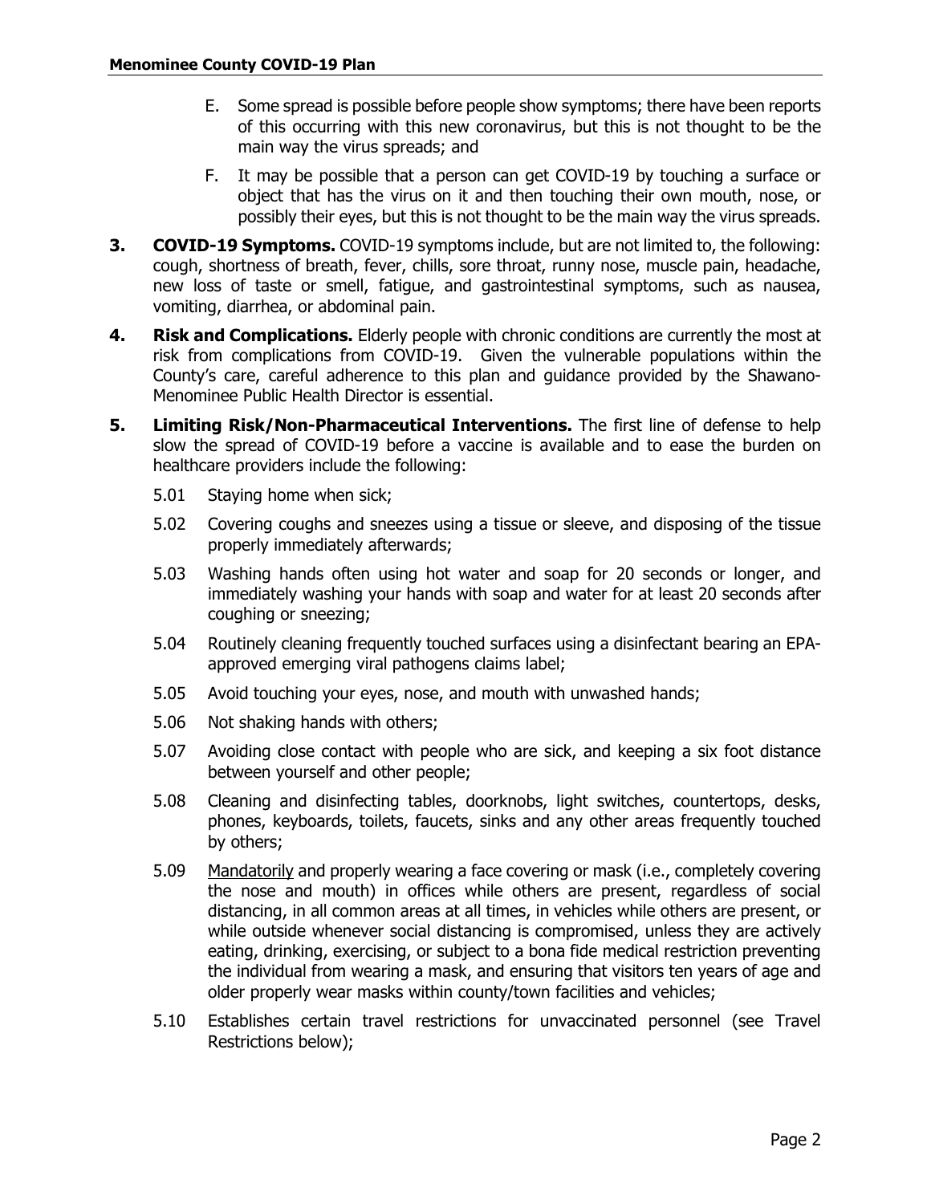E. Some spread is possible before people show symptoms; there have been reports of this occurring with this new coronavirus, but this is not thought to be the main way the virus spreads; and

F. It may be possible that a person can get COVID-19 by touching a surface or object that has the virus on it and then touching their own mouth, nose, or possibly their eyes, but this is not thought to be the main way the virus spreads.

**3. COVID-19 Symptoms.** COVID-19 symptoms include, but are not limited to, the following: cough, shortness of breath, fever, chills, sore throat, runny nose, muscle pain, headache, new loss of taste or smell, fatigue, and gastrointestinal symptoms, such as nausea, vomiting, diarrhea, or abdominal pain.

**4. Risk and Complications.** Elderly people with chronic conditions are currently the most at risk from complications from COVID-19. Given the vulnerable populations within the County's care, careful adherence to this plan and guidance provided by the Shawano-Menominee Public Health Director is essential.

**5. Limiting Risk/Non-Pharmaceutical Interventions.** The first line of defense to help slow the spread of COVID-19 before a vaccine is available and to ease the burden on healthcare providers include the following:

5.01 Staying home when sick;

5.02 Covering coughs and sneezes using a tissue or sleeve, and disposing of the tissue properly immediately afterwards;

5.03 Washing hands often using hot water and soap for 20 seconds or longer, and immediately washing your hands with soap and water for at least 20 seconds after coughing or sneezing;

5.04 Routinely cleaning frequently touched surfaces using a disinfectant bearing an EPA-approved emerging viral pathogens claims label;

5.05 Avoid touching your eyes, nose, and mouth with unwashed hands;

5.06 Not shaking hands with others;

5.07 Avoiding close contact with people who are sick, and keeping a six foot distance between yourself and other people;

5.08 Cleaning and disinfecting tables, doorknobs, light switches, countertops, desks, phones, keyboards, toilets, faucets, sinks and any other areas frequently touched by others;

5.09 <u>Mandatorily</u> and properly wearing a face covering or mask (i.e., completely covering the nose and mouth) in offices while others are present, regardless of social distancing, in all common areas at all times, in vehicles while others are present, or while outside whenever social distancing is compromised, unless they are actively eating, drinking, exercising, or subject to a bona fide medical restriction preventing the individual from wearing a mask, and ensuring that visitors ten years of age and older properly wear masks within county/town facilities and vehicles;

5.10 Establishes certain travel restrictions for unvaccinated personnel (see Travel Restrictions below);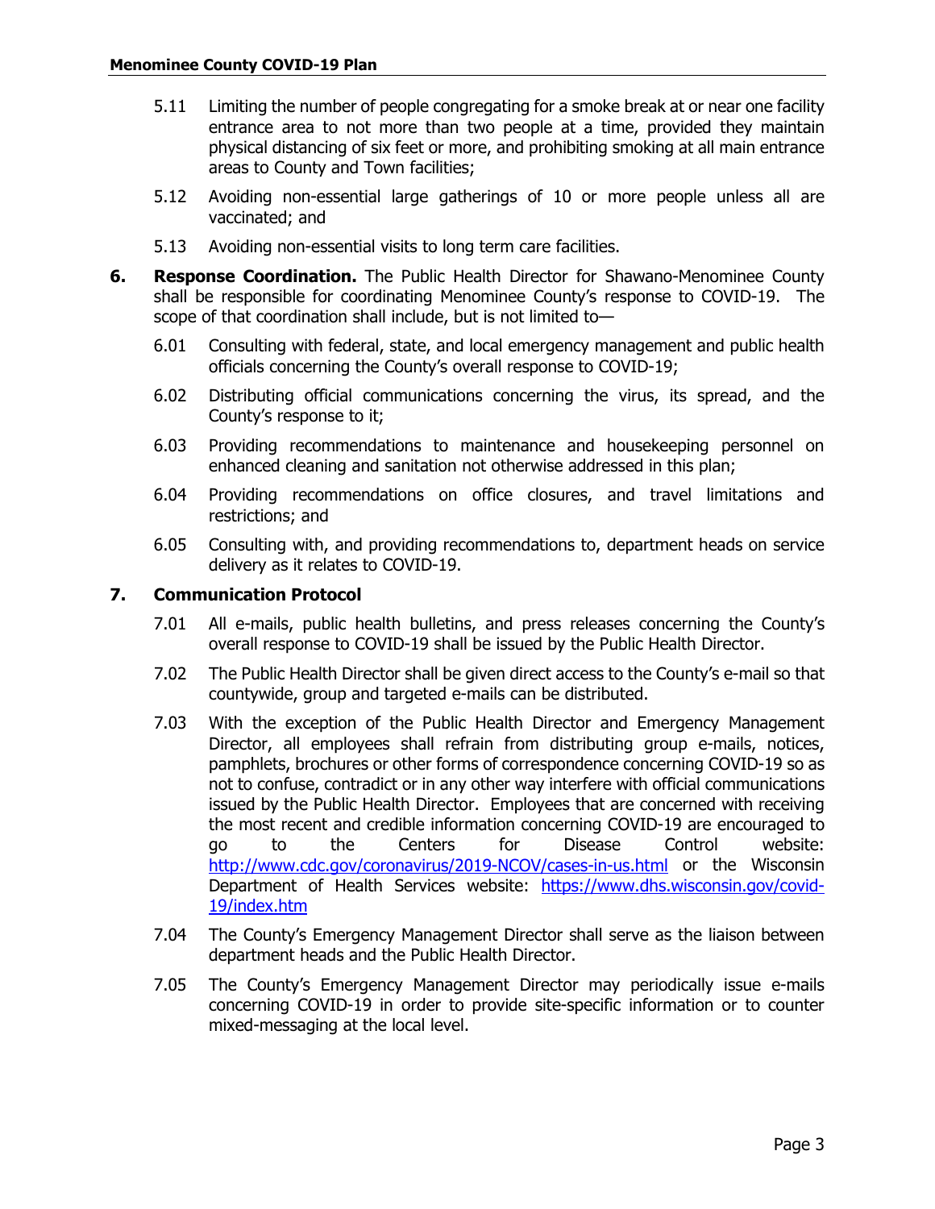5.11 Limiting the number of people congregating for a smoke break at or near one facility entrance area to not more than two people at a time, provided they maintain physical distancing of six feet or more, and prohibiting smoking at all main entrance areas to County and Town facilities;

5.12 Avoiding non-essential large gatherings of 10 or more people unless all are vaccinated; and

5.13 Avoiding non-essential visits to long term care facilities.

**6. Response Coordination.** The Public Health Director for Shawano-Menominee County shall be responsible for coordinating Menominee County's response to COVID-19. The scope of that coordination shall include, but is not limited to—

6.01 Consulting with federal, state, and local emergency management and public health officials concerning the County's overall response to COVID-19;

6.02 Distributing official communications concerning the virus, its spread, and the County's response to it;

6.03 Providing recommendations to maintenance and housekeeping personnel on enhanced cleaning and sanitation not otherwise addressed in this plan;

6.04 Providing recommendations on office closures, and travel limitations and restrictions; and

6.05 Consulting with, and providing recommendations to, department heads on service delivery as it relates to COVID-19.

**7. Communication Protocol**

7.01 All e-mails, public health bulletins, and press releases concerning the County's overall response to COVID-19 shall be issued by the Public Health Director.

7.02 The Public Health Director shall be given direct access to the County's e-mail so that countywide, group and targeted e-mails can be distributed.

7.03 With the exception of the Public Health Director and Emergency Management Director, all employees shall refrain from distributing group e-mails, notices, pamphlets, brochures or other forms of correspondence concerning COVID-19 so as not to confuse, contradict or in any other way interfere with official communications issued by the Public Health Director. Employees that are concerned with receiving the most recent and credible information concerning COVID-19 are encouraged to go to the Centers for Disease Control website: http://www.cdc.gov/coronavirus/2019-NCOV/cases-in-us.html or the Wisconsin Department of Health Services website: https://www.dhs.wisconsin.gov/covid-19/index.htm

7.04 The County's Emergency Management Director shall serve as the liaison between department heads and the Public Health Director.

7.05 The County's Emergency Management Director may periodically issue e-mails concerning COVID-19 in order to provide site-specific information or to counter mixed-messaging at the local level.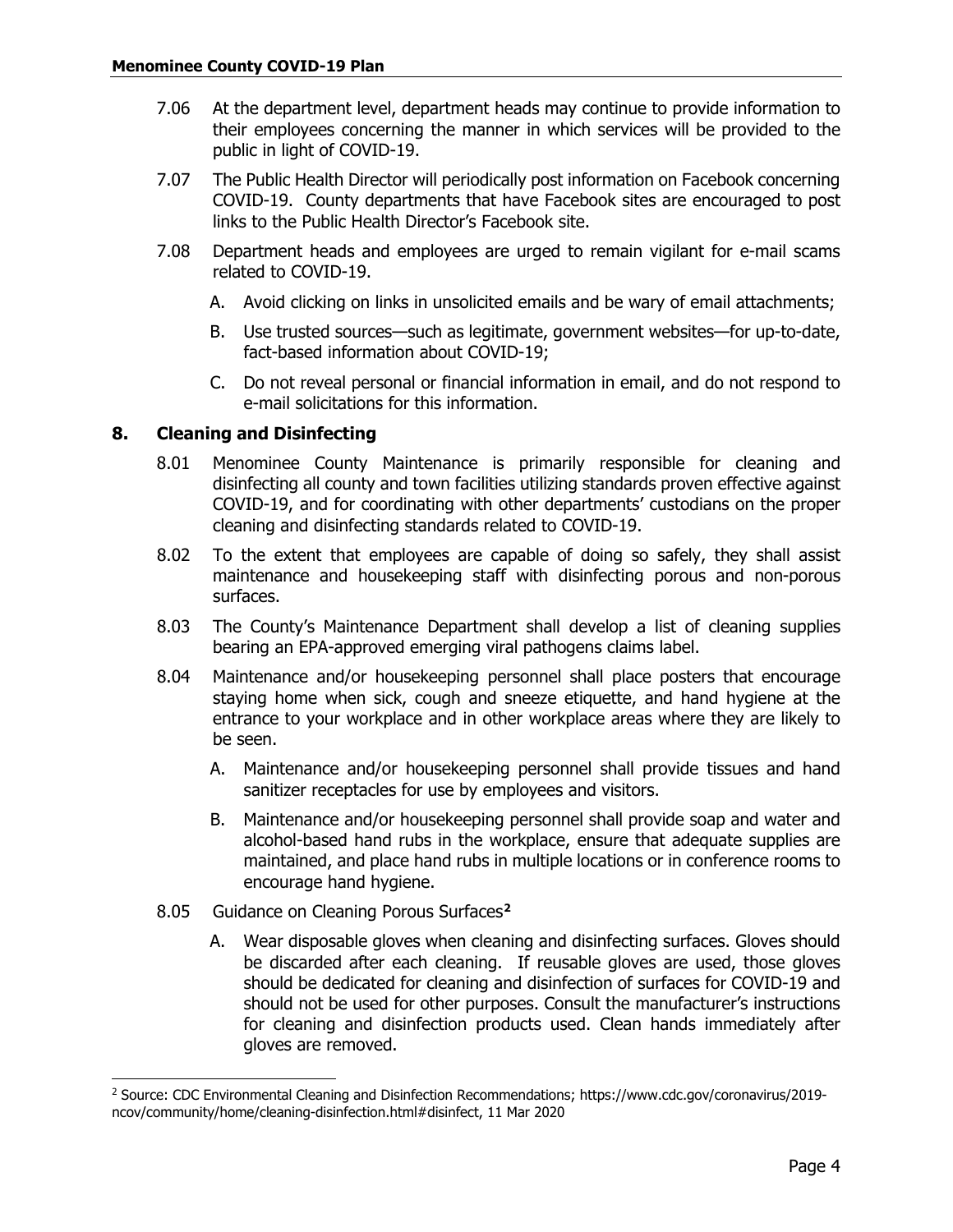7.06 At the department level, department heads may continue to provide information to their employees concerning the manner in which services will be provided to the public in light of COVID-19.

7.07 The Public Health Director will periodically post information on Facebook concerning COVID-19. County departments that have Facebook sites are encouraged to post links to the Public Health Director's Facebook site.

7.08 Department heads and employees are urged to remain vigilant for e-mail scams related to COVID-19.

A. Avoid clicking on links in unsolicited emails and be wary of email attachments;

B. Use trusted sources—such as legitimate, government websites—for up-to-date, fact-based information about COVID-19;

C. Do not reveal personal or financial information in email, and do not respond to e-mail solicitations for this information.

## 8. Cleaning and Disinfecting

8.01 Menominee County Maintenance is primarily responsible for cleaning and disinfecting all county and town facilities utilizing standards proven effective against COVID-19, and for coordinating with other departments' custodians on the proper cleaning and disinfecting standards related to COVID-19.

8.02 To the extent that employees are capable of doing so safely, they shall assist maintenance and housekeeping staff with disinfecting porous and non-porous surfaces.

8.03 The County's Maintenance Department shall develop a list of cleaning supplies bearing an EPA-approved emerging viral pathogens claims label.

8.04 Maintenance and/or housekeeping personnel shall place posters that encourage staying home when sick, cough and sneeze etiquette, and hand hygiene at the entrance to your workplace and in other workplace areas where they are likely to be seen.

A. Maintenance and/or housekeeping personnel shall provide tissues and hand sanitizer receptacles for use by employees and visitors.

B. Maintenance and/or housekeeping personnel shall provide soap and water and alcohol-based hand rubs in the workplace, ensure that adequate supplies are maintained, and place hand rubs in multiple locations or in conference rooms to encourage hand hygiene.

8.05 Guidance on Cleaning Porous Surfaces[2]

A. Wear disposable gloves when cleaning and disinfecting surfaces. Gloves should be discarded after each cleaning. If reusable gloves are used, those gloves should be dedicated for cleaning and disinfection of surfaces for COVID-19 and should not be used for other purposes. Consult the manufacturer's instructions for cleaning and disinfection products used. Clean hands immediately after gloves are removed.

[2] Source: CDC Environmental Cleaning and Disinfection Recommendations; https://www.cdc.gov/coronavirus/2019-ncov/community/home/cleaning-disinfection.html#disinfect, 11 Mar 2020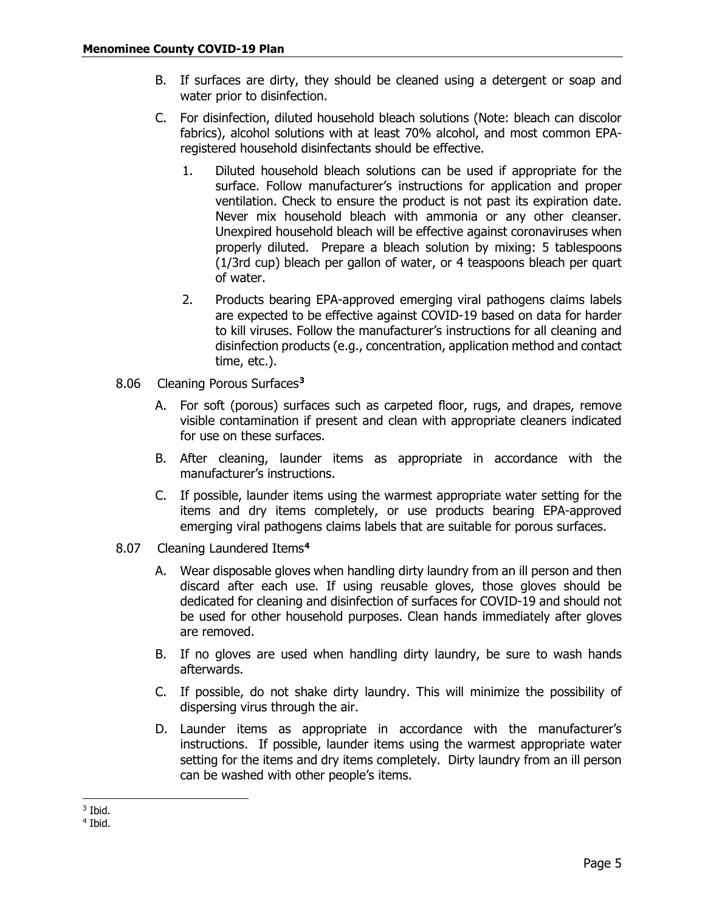B. If surfaces are dirty, they should be cleaned using a detergent or soap and water prior to disinfection.

C. For disinfection, diluted household bleach solutions (Note: bleach can discolor fabrics), alcohol solutions with at least 70% alcohol, and most common EPA-registered household disinfectants should be effective.

1. Diluted household bleach solutions can be used if appropriate for the surface. Follow manufacturer's instructions for application and proper ventilation. Check to ensure the product is not past its expiration date. Never mix household bleach with ammonia or any other cleanser. Unexpired household bleach will be effective against coronaviruses when properly diluted. Prepare a bleach solution by mixing: 5 tablespoons (1/3rd cup) bleach per gallon of water, or 4 teaspoons bleach per quart of water.

2. Products bearing EPA-approved emerging viral pathogens claims labels are expected to be effective against COVID-19 based on data for harder to kill viruses. Follow the manufacturer's instructions for all cleaning and disinfection products (e.g., concentration, application method and contact time, etc.).

8.06 Cleaning Porous Surfaces[3]

A. For soft (porous) surfaces such as carpeted floor, rugs, and drapes, remove visible contamination if present and clean with appropriate cleaners indicated for use on these surfaces.

B. After cleaning, launder items as appropriate in accordance with the manufacturer's instructions.

C. If possible, launder items using the warmest appropriate water setting for the items and dry items completely, or use products bearing EPA-approved emerging viral pathogens claims labels that are suitable for porous surfaces.

8.07 Cleaning Laundered Items[4]

A. Wear disposable gloves when handling dirty laundry from an ill person and then discard after each use. If using reusable gloves, those gloves should be dedicated for cleaning and disinfection of surfaces for COVID-19 and should not be used for other household purposes. Clean hands immediately after gloves are removed.

B. If no gloves are used when handling dirty laundry, be sure to wash hands afterwards.

C. If possible, do not shake dirty laundry. This will minimize the possibility of dispersing virus through the air.

D. Launder items as appropriate in accordance with the manufacturer's instructions. If possible, launder items using the warmest appropriate water setting for the items and dry items completely. Dirty laundry from an ill person can be washed with other people's items.

[3] Ibid.

[4] Ibid.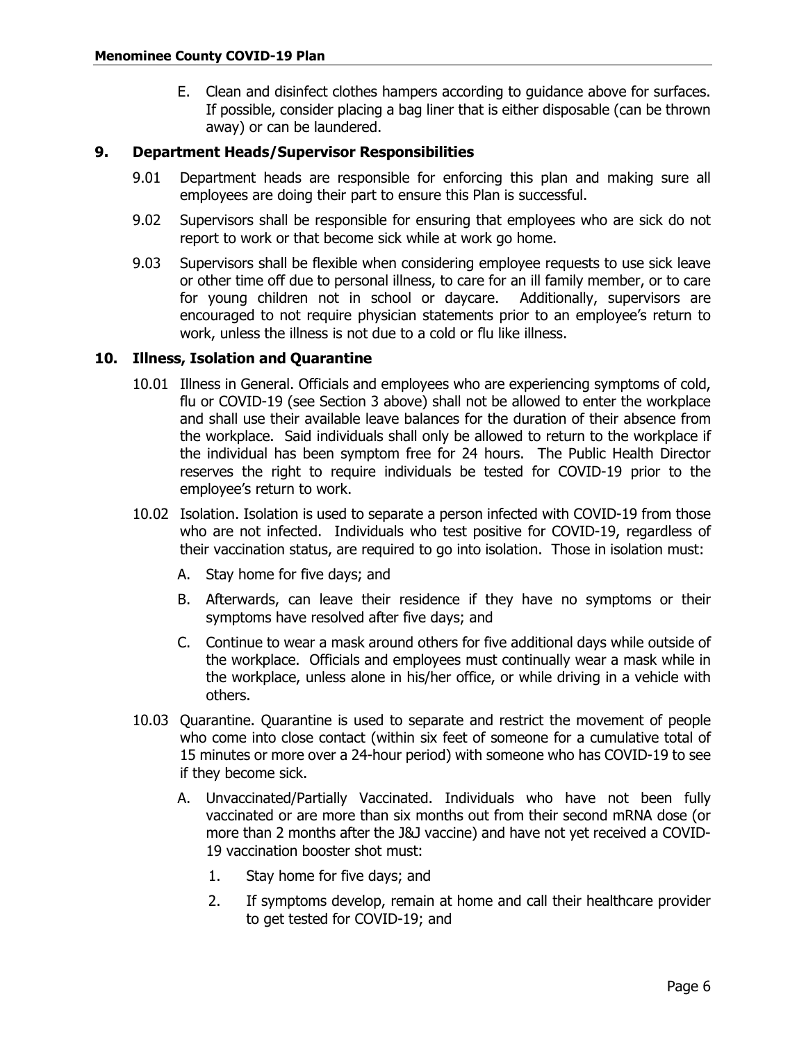E. Clean and disinfect clothes hampers according to guidance above for surfaces. If possible, consider placing a bag liner that is either disposable (can be thrown away) or can be laundered.

## 9. Department Heads/Supervisor Responsibilities

9.01 Department heads are responsible for enforcing this plan and making sure all employees are doing their part to ensure this Plan is successful.

9.02 Supervisors shall be responsible for ensuring that employees who are sick do not report to work or that become sick while at work go home.

9.03 Supervisors shall be flexible when considering employee requests to use sick leave or other time off due to personal illness, to care for an ill family member, or to care for young children not in school or daycare. Additionally, supervisors are encouraged to not require physician statements prior to an employee's return to work, unless the illness is not due to a cold or flu like illness.

## 10. Illness, Isolation and Quarantine

10.01 Illness in General. Officials and employees who are experiencing symptoms of cold, flu or COVID-19 (see Section 3 above) shall not be allowed to enter the workplace and shall use their available leave balances for the duration of their absence from the workplace. Said individuals shall only be allowed to return to the workplace if the individual has been symptom free for 24 hours. The Public Health Director reserves the right to require individuals be tested for COVID-19 prior to the employee's return to work.

10.02 Isolation. Isolation is used to separate a person infected with COVID-19 from those who are not infected. Individuals who test positive for COVID-19, regardless of their vaccination status, are required to go into isolation. Those in isolation must:

A. Stay home for five days; and

B. Afterwards, can leave their residence if they have no symptoms or their symptoms have resolved after five days; and

C. Continue to wear a mask around others for five additional days while outside of the workplace. Officials and employees must continually wear a mask while in the workplace, unless alone in his/her office, or while driving in a vehicle with others.

10.03 Quarantine. Quarantine is used to separate and restrict the movement of people who come into close contact (within six feet of someone for a cumulative total of 15 minutes or more over a 24-hour period) with someone who has COVID-19 to see if they become sick.

A. Unvaccinated/Partially Vaccinated. Individuals who have not been fully vaccinated or are more than six months out from their second mRNA dose (or more than 2 months after the J&J vaccine) and have not yet received a COVID-19 vaccination booster shot must:

1. Stay home for five days; and
2. If symptoms develop, remain at home and call their healthcare provider to get tested for COVID-19; and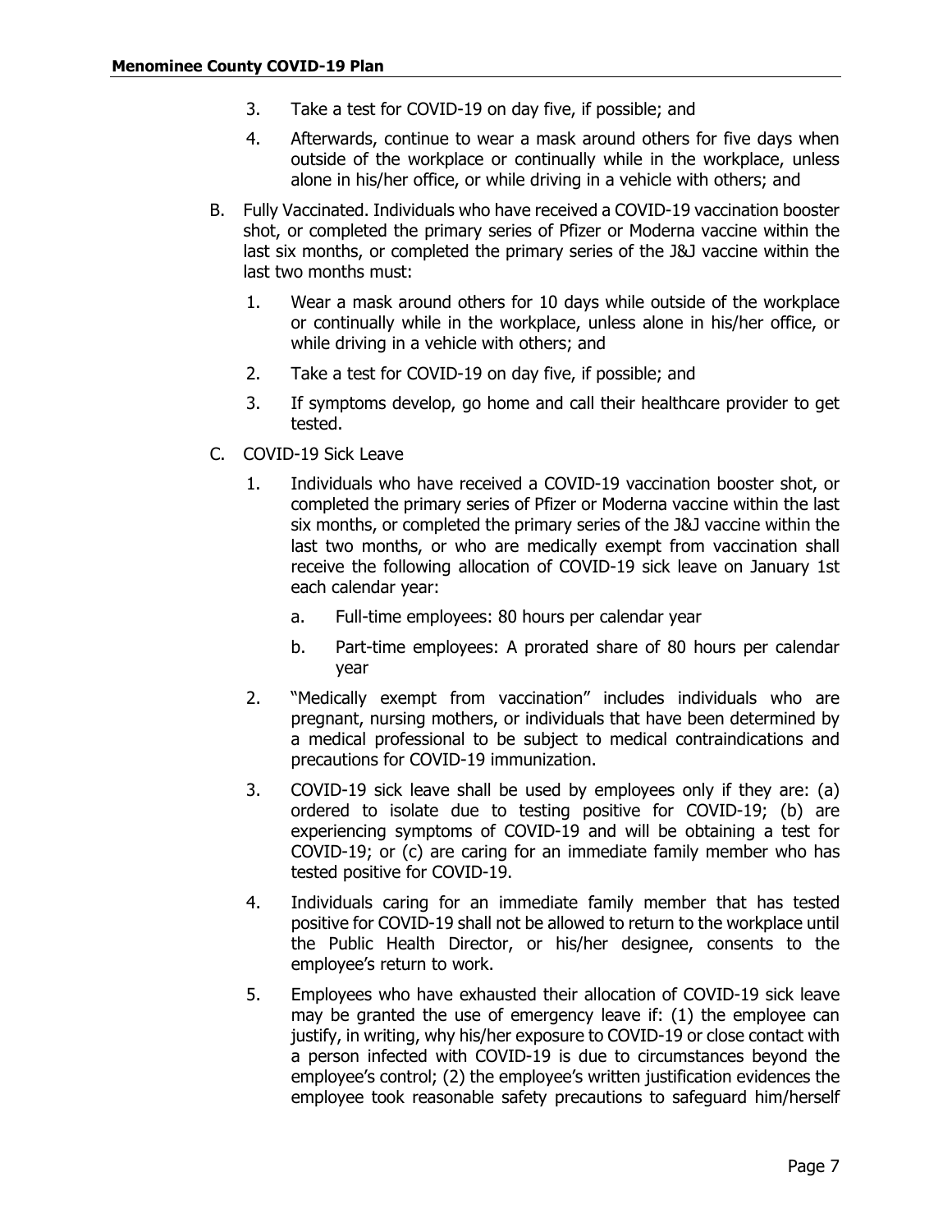3. Take a test for COVID-19 on day five, if possible; and
4. Afterwards, continue to wear a mask around others for five days when outside of the workplace or continually while in the workplace, unless alone in his/her office, or while driving in a vehicle with others; and

B. Fully Vaccinated. Individuals who have received a COVID-19 vaccination booster shot, or completed the primary series of Pfizer or Moderna vaccine within the last six months, or completed the primary series of the J&J vaccine within the last two months must:

1. Wear a mask around others for 10 days while outside of the workplace or continually while in the workplace, unless alone in his/her office, or while driving in a vehicle with others; and
2. Take a test for COVID-19 on day five, if possible; and
3. If symptoms develop, go home and call their healthcare provider to get tested.

C. COVID-19 Sick Leave

1. Individuals who have received a COVID-19 vaccination booster shot, or completed the primary series of Pfizer or Moderna vaccine within the last six months, or completed the primary series of the J&J vaccine within the last two months, or who are medically exempt from vaccination shall receive the following allocation of COVID-19 sick leave on January 1st each calendar year:
   a. Full-time employees: 80 hours per calendar year
   b. Part-time employees: A prorated share of 80 hours per calendar year
2. "Medically exempt from vaccination" includes individuals who are pregnant, nursing mothers, or individuals that have been determined by a medical professional to be subject to medical contraindications and precautions for COVID-19 immunization.
3. COVID-19 sick leave shall be used by employees only if they are: (a) ordered to isolate due to testing positive for COVID-19; (b) are experiencing symptoms of COVID-19 and will be obtaining a test for COVID-19; or (c) are caring for an immediate family member who has tested positive for COVID-19.
4. Individuals caring for an immediate family member that has tested positive for COVID-19 shall not be allowed to return to the workplace until the Public Health Director, or his/her designee, consents to the employee's return to work.
5. Employees who have exhausted their allocation of COVID-19 sick leave may be granted the use of emergency leave if: (1) the employee can justify, in writing, why his/her exposure to COVID-19 or close contact with a person infected with COVID-19 is due to circumstances beyond the employee's control; (2) the employee's written justification evidences the employee took reasonable safety precautions to safeguard him/herself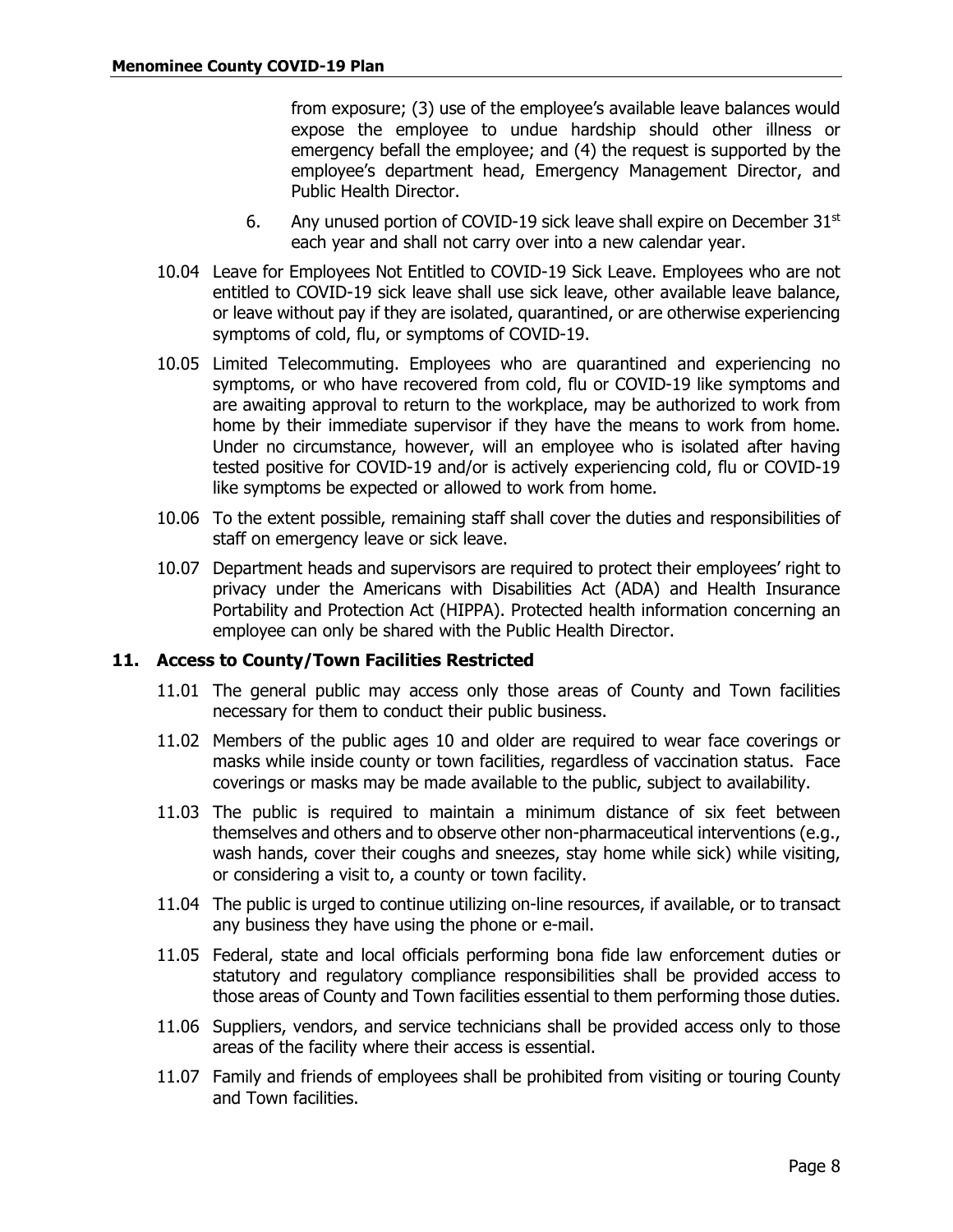from exposure; (3) use of the employee's available leave balances would expose the employee to undue hardship should other illness or emergency befall the employee; and (4) the request is supported by the employee's department head, Emergency Management Director, and Public Health Director.

6. Any unused portion of COVID-19 sick leave shall expire on December 31st each year and shall not carry over into a new calendar year.

10.04 Leave for Employees Not Entitled to COVID-19 Sick Leave. Employees who are not entitled to COVID-19 sick leave shall use sick leave, other available leave balance, or leave without pay if they are isolated, quarantined, or are otherwise experiencing symptoms of cold, flu, or symptoms of COVID-19.

10.05 Limited Telecommuting. Employees who are quarantined and experiencing no symptoms, or who have recovered from cold, flu or COVID-19 like symptoms and are awaiting approval to return to the workplace, may be authorized to work from home by their immediate supervisor if they have the means to work from home. Under no circumstance, however, will an employee who is isolated after having tested positive for COVID-19 and/or is actively experiencing cold, flu or COVID-19 like symptoms be expected or allowed to work from home.

10.06 To the extent possible, remaining staff shall cover the duties and responsibilities of staff on emergency leave or sick leave.

10.07 Department heads and supervisors are required to protect their employees' right to privacy under the Americans with Disabilities Act (ADA) and Health Insurance Portability and Protection Act (HIPPA). Protected health information concerning an employee can only be shared with the Public Health Director.

## 11. Access to County/Town Facilities Restricted

11.01 The general public may access only those areas of County and Town facilities necessary for them to conduct their public business.

11.02 Members of the public ages 10 and older are required to wear face coverings or masks while inside county or town facilities, regardless of vaccination status. Face coverings or masks may be made available to the public, subject to availability.

11.03 The public is required to maintain a minimum distance of six feet between themselves and others and to observe other non-pharmaceutical interventions (e.g., wash hands, cover their coughs and sneezes, stay home while sick) while visiting, or considering a visit to, a county or town facility.

11.04 The public is urged to continue utilizing on-line resources, if available, or to transact any business they have using the phone or e-mail.

11.05 Federal, state and local officials performing bona fide law enforcement duties or statutory and regulatory compliance responsibilities shall be provided access to those areas of County and Town facilities essential to them performing those duties.

11.06 Suppliers, vendors, and service technicians shall be provided access only to those areas of the facility where their access is essential.

11.07 Family and friends of employees shall be prohibited from visiting or touring County and Town facilities.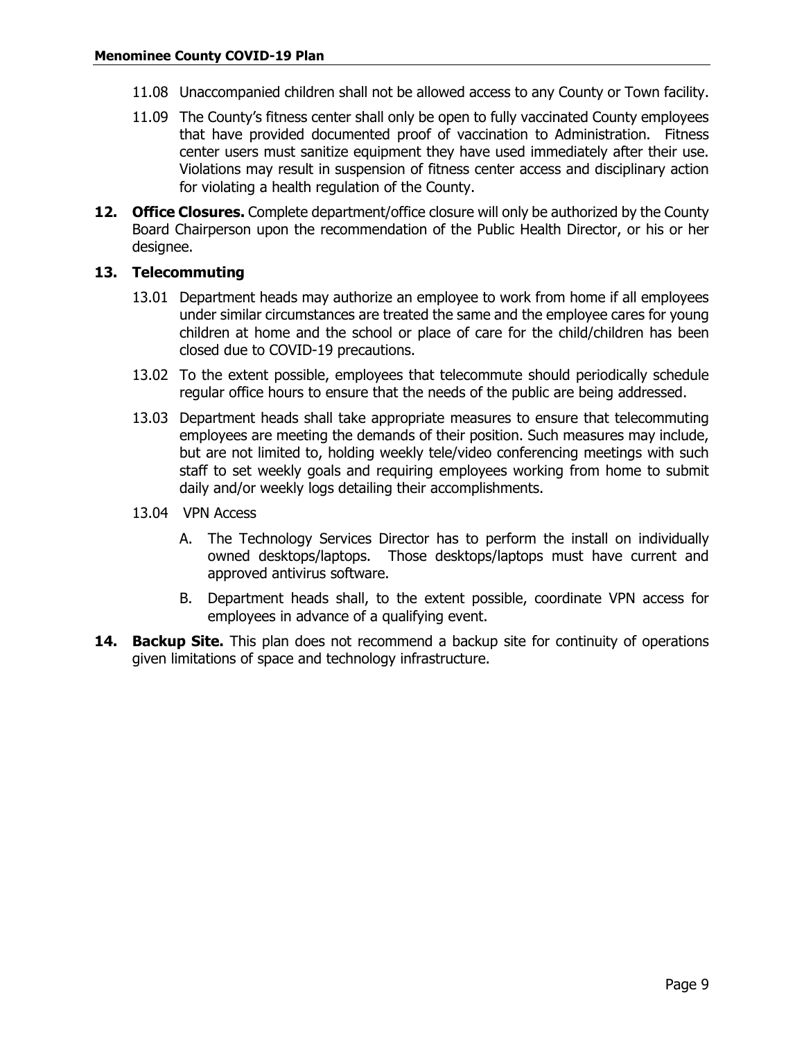11.08 Unaccompanied children shall not be allowed access to any County or Town facility.

11.09 The County's fitness center shall only be open to fully vaccinated County employees that have provided documented proof of vaccination to Administration. Fitness center users must sanitize equipment they have used immediately after their use. Violations may result in suspension of fitness center access and disciplinary action for violating a health regulation of the County.

**12. Office Closures.** Complete department/office closure will only be authorized by the County Board Chairperson upon the recommendation of the Public Health Director, or his or her designee.

**13. Telecommuting**

13.01 Department heads may authorize an employee to work from home if all employees under similar circumstances are treated the same and the employee cares for young children at home and the school or place of care for the child/children has been closed due to COVID-19 precautions.

13.02 To the extent possible, employees that telecommute should periodically schedule regular office hours to ensure that the needs of the public are being addressed.

13.03 Department heads shall take appropriate measures to ensure that telecommuting employees are meeting the demands of their position. Such measures may include, but are not limited to, holding weekly tele/video conferencing meetings with such staff to set weekly goals and requiring employees working from home to submit daily and/or weekly logs detailing their accomplishments.

13.04 VPN Access

A. The Technology Services Director has to perform the install on individually owned desktops/laptops. Those desktops/laptops must have current and approved antivirus software.

B. Department heads shall, to the extent possible, coordinate VPN access for employees in advance of a qualifying event.

**14. Backup Site.** This plan does not recommend a backup site for continuity of operations given limitations of space and technology infrastructure.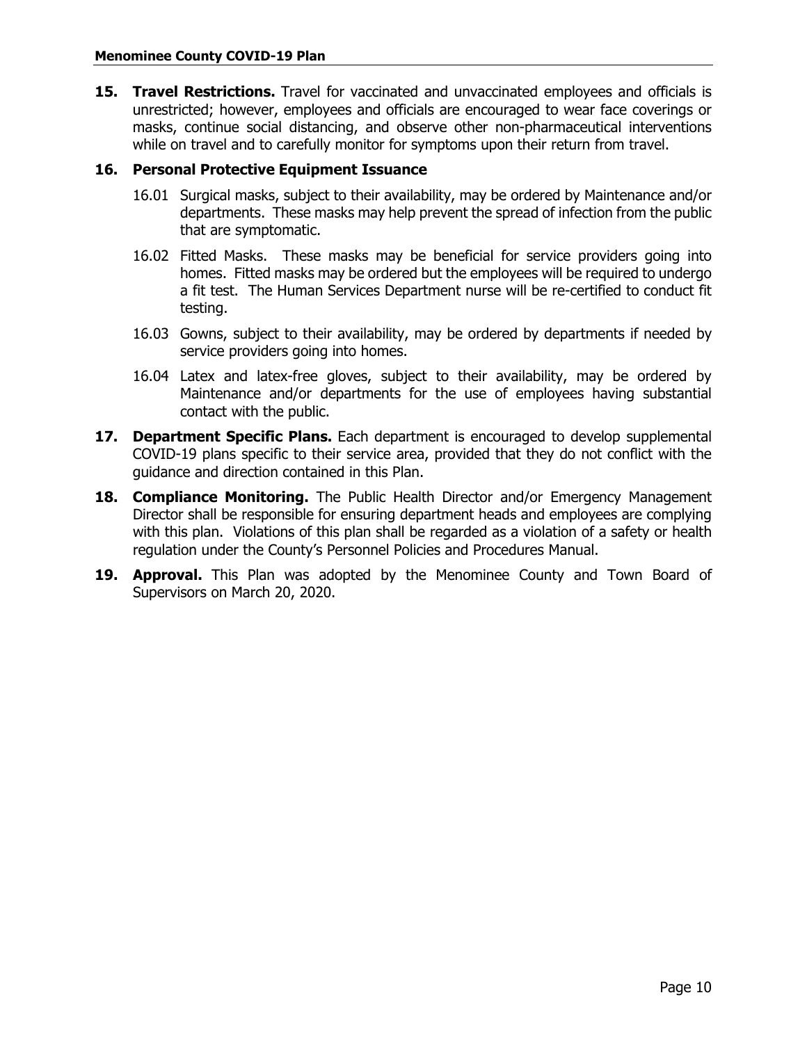**15. Travel Restrictions.** Travel for vaccinated and unvaccinated employees and officials is unrestricted; however, employees and officials are encouraged to wear face coverings or masks, continue social distancing, and observe other non-pharmaceutical interventions while on travel and to carefully monitor for symptoms upon their return from travel.

**16. Personal Protective Equipment Issuance**

16.01 Surgical masks, subject to their availability, may be ordered by Maintenance and/or departments. These masks may help prevent the spread of infection from the public that are symptomatic.

16.02 Fitted Masks. These masks may be beneficial for service providers going into homes. Fitted masks may be ordered but the employees will be required to undergo a fit test. The Human Services Department nurse will be re-certified to conduct fit testing.

16.03 Gowns, subject to their availability, may be ordered by departments if needed by service providers going into homes.

16.04 Latex and latex-free gloves, subject to their availability, may be ordered by Maintenance and/or departments for the use of employees having substantial contact with the public.

**17. Department Specific Plans.** Each department is encouraged to develop supplemental COVID-19 plans specific to their service area, provided that they do not conflict with the guidance and direction contained in this Plan.

**18. Compliance Monitoring.** The Public Health Director and/or Emergency Management Director shall be responsible for ensuring department heads and employees are complying with this plan. Violations of this plan shall be regarded as a violation of a safety or health regulation under the County's Personnel Policies and Procedures Manual.

**19. Approval.** This Plan was adopted by the Menominee County and Town Board of Supervisors on March 20, 2020.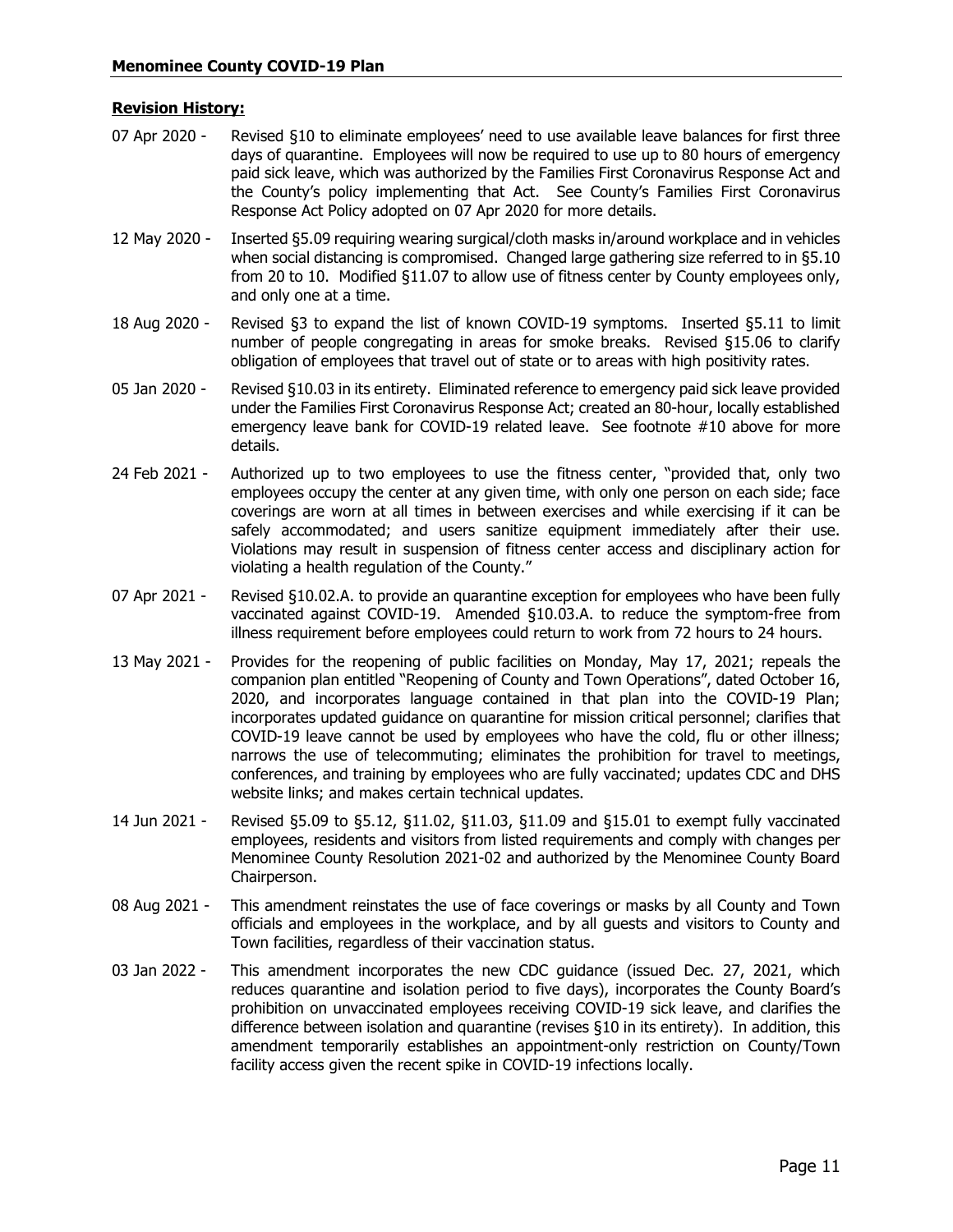**Revision History:**

07 Apr 2020 - Revised §10 to eliminate employees' need to use available leave balances for first three days of quarantine. Employees will now be required to use up to 80 hours of emergency paid sick leave, which was authorized by the Families First Coronavirus Response Act and the County's policy implementing that Act. See County's Families First Coronavirus Response Act Policy adopted on 07 Apr 2020 for more details.

12 May 2020 - Inserted §5.09 requiring wearing surgical/cloth masks in/around workplace and in vehicles when social distancing is compromised. Changed large gathering size referred to in §5.10 from 20 to 10. Modified §11.07 to allow use of fitness center by County employees only, and only one at a time.

18 Aug 2020 - Revised §3 to expand the list of known COVID-19 symptoms. Inserted §5.11 to limit number of people congregating in areas for smoke breaks. Revised §15.06 to clarify obligation of employees that travel out of state or to areas with high positivity rates.

05 Jan 2020 - Revised §10.03 in its entirety. Eliminated reference to emergency paid sick leave provided under the Families First Coronavirus Response Act; created an 80-hour, locally established emergency leave bank for COVID-19 related leave. See footnote #10 above for more details.

24 Feb 2021 - Authorized up to two employees to use the fitness center, "provided that, only two employees occupy the center at any given time, with only one person on each side; face coverings are worn at all times in between exercises and while exercising if it can be safely accommodated; and users sanitize equipment immediately after their use. Violations may result in suspension of fitness center access and disciplinary action for violating a health regulation of the County."

07 Apr 2021 - Revised §10.02.A. to provide an quarantine exception for employees who have been fully vaccinated against COVID-19. Amended §10.03.A. to reduce the symptom-free from illness requirement before employees could return to work from 72 hours to 24 hours.

13 May 2021 - Provides for the reopening of public facilities on Monday, May 17, 2021; repeals the companion plan entitled "Reopening of County and Town Operations", dated October 16, 2020, and incorporates language contained in that plan into the COVID-19 Plan; incorporates updated guidance on quarantine for mission critical personnel; clarifies that COVID-19 leave cannot be used by employees who have the cold, flu or other illness; narrows the use of telecommuting; eliminates the prohibition for travel to meetings, conferences, and training by employees who are fully vaccinated; updates CDC and DHS website links; and makes certain technical updates.

14 Jun 2021 - Revised §5.09 to §5.12, §11.02, §11.03, §11.09 and §15.01 to exempt fully vaccinated employees, residents and visitors from listed requirements and comply with changes per Menominee County Resolution 2021-02 and authorized by the Menominee County Board Chairperson.

08 Aug 2021 - This amendment reinstates the use of face coverings or masks by all County and Town officials and employees in the workplace, and by all guests and visitors to County and Town facilities, regardless of their vaccination status.

03 Jan 2022 - This amendment incorporates the new CDC guidance (issued Dec. 27, 2021, which reduces quarantine and isolation period to five days), incorporates the County Board's prohibition on unvaccinated employees receiving COVID-19 sick leave, and clarifies the difference between isolation and quarantine (revises §10 in its entirety). In addition, this amendment temporarily establishes an appointment-only restriction on County/Town facility access given the recent spike in COVID-19 infections locally.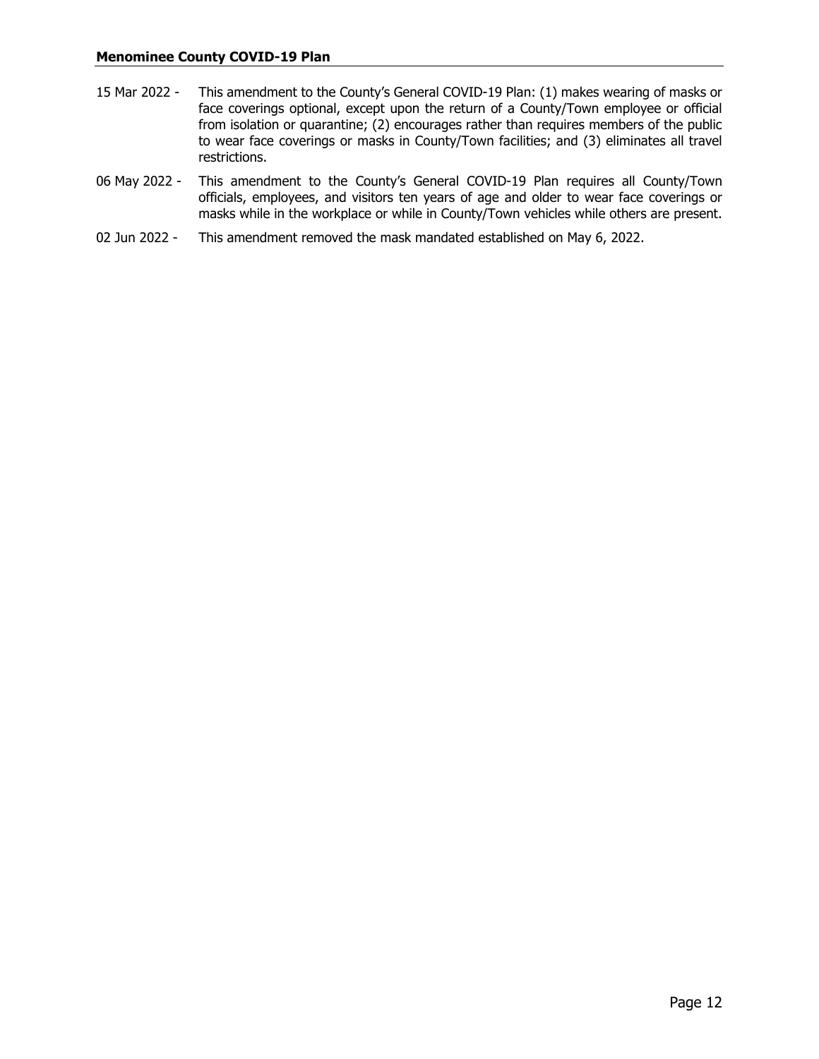15 Mar 2022 - This amendment to the County's General COVID-19 Plan: (1) makes wearing of masks or face coverings optional, except upon the return of a County/Town employee or official from isolation or quarantine; (2) encourages rather than requires members of the public to wear face coverings or masks in County/Town facilities; and (3) eliminates all travel restrictions.

06 May 2022 - This amendment to the County's General COVID-19 Plan requires all County/Town officials, employees, and visitors ten years of age and older to wear face coverings or masks while in the workplace or while in County/Town vehicles while others are present.

02 Jun 2022 - This amendment removed the mask mandated established on May 6, 2022.